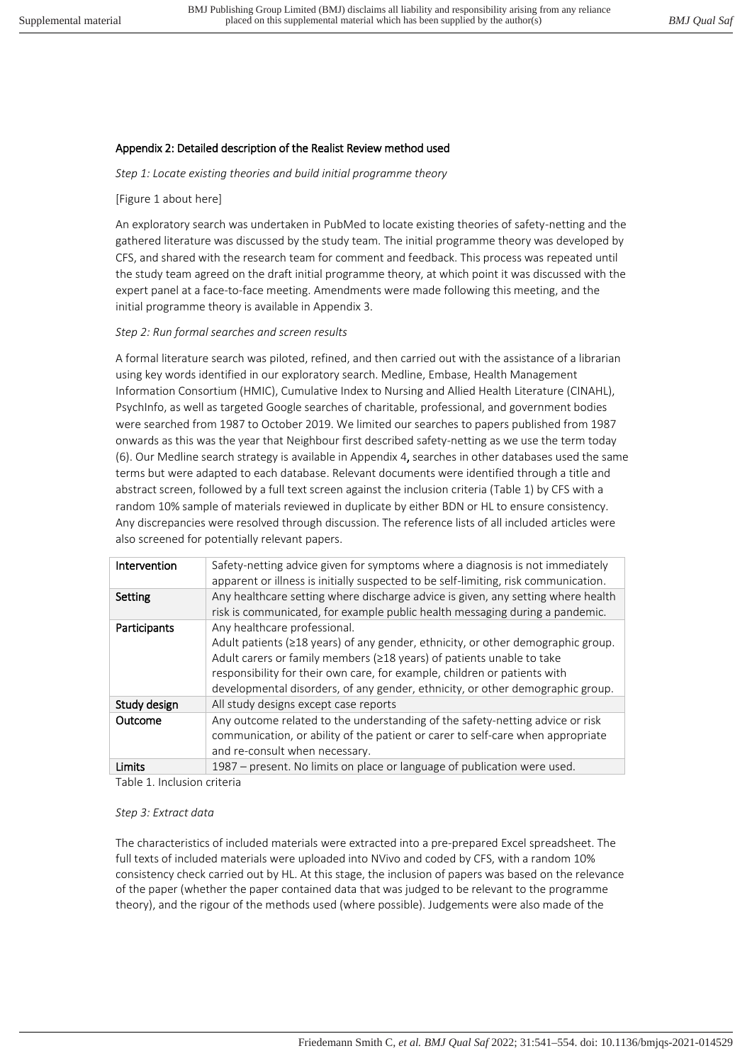## Appendix 2: Detailed description of the Realist Review method used

*Step 1: Locate existing theories and build initial programme theory*

[Figure 1 about here]

An exploratory search was undertaken in PubMed to locate existing theories of safety-netting and the gathered literature was discussed by the study team. The initial programme theory was developed by CFS, and shared with the research team for comment and feedback. This process was repeated until the study team agreed on the draft initial programme theory, at which point it was discussed with the expert panel at a face-to-face meeting. Amendments were made following this meeting, and the initial programme theory is available in Appendix 3.

*Step 2: Run formal searches and screen results*

A formal literature search was piloted, refined, and then carried out with the assistance of a librarian using key words identified in our exploratory search. Medline, Embase, Health Management Information Consortium (HMIC), Cumulative Index to Nursing and Allied Health Literature (CINAHL), PsychInfo, as well as targeted Google searches of charitable, professional, and government bodies were searched from 1987 to October 2019. We limited our searches to papers published from 1987 onwards as this was the year that Neighbour first described safety-netting as we use the term today (6). Our Medline search strategy is available in Appendix 4**,** searches in other databases used the same terms but were adapted to each database. Relevant documents were identified through a title and abstract screen, followed by a full text screen against the inclusion criteria (Table 1) by CFS with a random 10% sample of materials reviewed in duplicate by either BDN or HL to ensure consistency. Any discrepancies were resolved through discussion. The reference lists of all included articles were also screened for potentially relevant papers.

| | |
|---|---|
| Intervention | Safety-netting advice given for symptoms where a diagnosis is not immediately apparent or illness is initially suspected to be self-limiting, risk communication. |
| Setting | Any healthcare setting where discharge advice is given, any setting where health risk is communicated, for example public health messaging during a pandemic. |
| Participants | Any healthcare professional.<br>Adult patients (≥18 years) of any gender, ethnicity, or other demographic group.<br>Adult carers or family members (≥18 years) of patients unable to take responsibility for their own care, for example, children or patients with developmental disorders, of any gender, ethnicity, or other demographic group. |
| Study design | All study designs except case reports |
| Outcome | Any outcome related to the understanding of the safety-netting advice or risk communication, or ability of the patient or carer to self-care when appropriate and re-consult when necessary. |
| Limits | 1987 – present. No limits on place or language of publication were used. |

Table 1. Inclusion criteria

*Step 3: Extract data*

The characteristics of included materials were extracted into a pre-prepared Excel spreadsheet. The full texts of included materials were uploaded into NVivo and coded by CFS, with a random 10% consistency check carried out by HL. At this stage, the inclusion of papers was based on the relevance of the paper (whether the paper contained data that was judged to be relevant to the programme theory), and the rigour of the methods used (where possible). Judgements were also made of the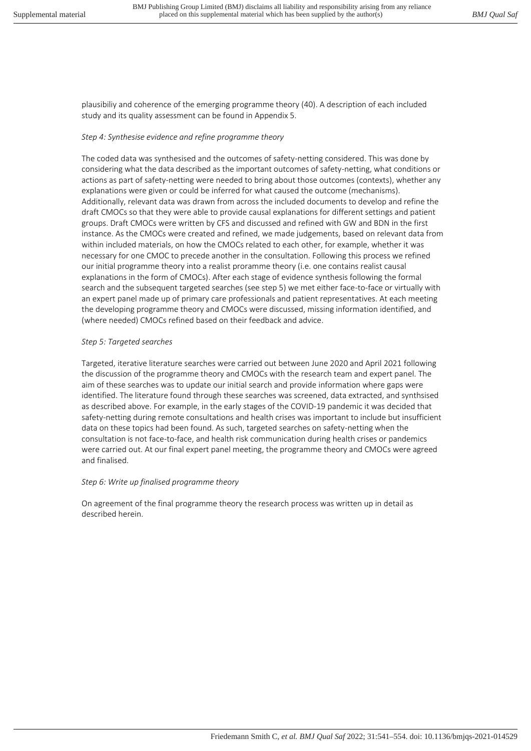plausibiliy and coherence of the emerging programme theory (40). A description of each included study and its quality assessment can be found in Appendix 5.

*Step 4: Synthesise evidence and refine programme theory*

The coded data was synthesised and the outcomes of safety-netting considered. This was done by considering what the data described as the important outcomes of safety-netting, what conditions or actions as part of safety-netting were needed to bring about those outcomes (contexts), whether any explanations were given or could be inferred for what caused the outcome (mechanisms). Additionally, relevant data was drawn from across the included documents to develop and refine the draft CMOCs so that they were able to provide causal explanations for different settings and patient groups. Draft CMOCs were written by CFS and discussed and refined with GW and BDN in the first instance. As the CMOCs were created and refined, we made judgements, based on relevant data from within included materials, on how the CMOCs related to each other, for example, whether it was necessary for one CMOC to precede another in the consultation. Following this process we refined our initial programme theory into a realist proramme theory (i.e. one contains realist causal explanations in the form of CMOCs). After each stage of evidence synthesis following the formal search and the subsequent targeted searches (see step 5) we met either face-to-face or virtually with an expert panel made up of primary care professionals and patient representatives. At each meeting the developing programme theory and CMOCs were discussed, missing information identified, and (where needed) CMOCs refined based on their feedback and advice.

*Step 5: Targeted searches*

Targeted, iterative literature searches were carried out between June 2020 and April 2021 following the discussion of the programme theory and CMOCs with the research team and expert panel. The aim of these searches was to update our initial search and provide information where gaps were identified. The literature found through these searches was screened, data extracted, and synthsised as described above. For example, in the early stages of the COVID-19 pandemic it was decided that safety-netting during remote consultations and health crises was important to include but insufficient data on these topics had been found. As such, targeted searches on safety-netting when the consultation is not face-to-face, and health risk communication during health crises or pandemics were carried out. At our final expert panel meeting, the programme theory and CMOCs were agreed and finalised.

*Step 6: Write up finalised programme theory*

On agreement of the final programme theory the research process was written up in detail as described herein.